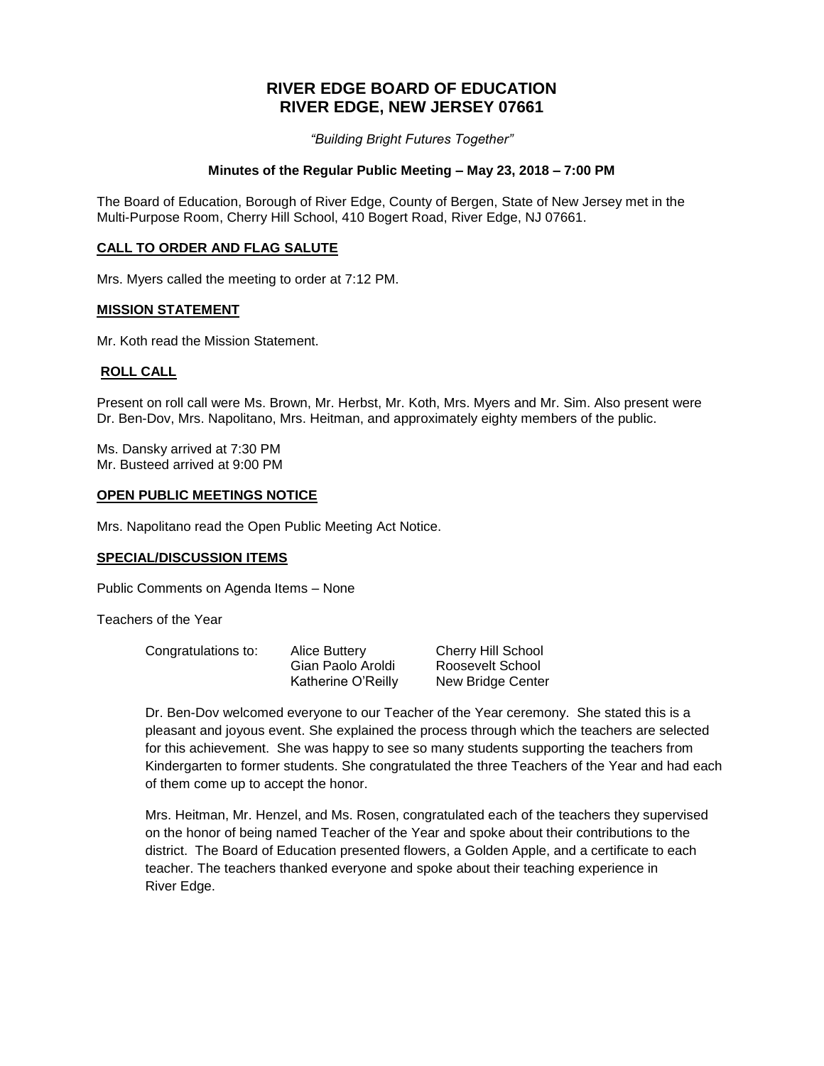# RIVER EDGE BOARD OF EDUCATION
# RIVER EDGE, NEW JERSEY 07661

*"Building Bright Futures Together"*

**Minutes of the Regular Public Meeting – May 23, 2018 – 7:00 PM**

The Board of Education, Borough of River Edge, County of Bergen, State of New Jersey met in the Multi-Purpose Room, Cherry Hill School, 410 Bogert Road, River Edge, NJ 07661.

## CALL TO ORDER AND FLAG SALUTE

Mrs. Myers called the meeting to order at 7:12 PM.

## MISSION STATEMENT

Mr. Koth read the Mission Statement.

## ROLL CALL

Present on roll call were Ms. Brown, Mr. Herbst, Mr. Koth, Mrs. Myers and Mr. Sim. Also present were Dr. Ben-Dov, Mrs. Napolitano, Mrs. Heitman, and approximately eighty members of the public.

Ms. Dansky arrived at 7:30 PM
Mr. Busteed arrived at 9:00 PM

## OPEN PUBLIC MEETINGS NOTICE

Mrs. Napolitano read the Open Public Meeting Act Notice.

## SPECIAL/DISCUSSION ITEMS

Public Comments on Agenda Items – None

Teachers of the Year

| Congratulations to: | Alice Buttery | Cherry Hill School |
|---|---|---|
| | Gian Paolo Aroldi | Roosevelt School |
| | Katherine O'Reilly | New Bridge Center |

Dr. Ben-Dov welcomed everyone to our Teacher of the Year ceremony. She stated this is a pleasant and joyous event. She explained the process through which the teachers are selected for this achievement. She was happy to see so many students supporting the teachers from Kindergarten to former students. She congratulated the three Teachers of the Year and had each of them come up to accept the honor.

Mrs. Heitman, Mr. Henzel, and Ms. Rosen, congratulated each of the teachers they supervised on the honor of being named Teacher of the Year and spoke about their contributions to the district. The Board of Education presented flowers, a Golden Apple, and a certificate to each teacher. The teachers thanked everyone and spoke about their teaching experience in River Edge.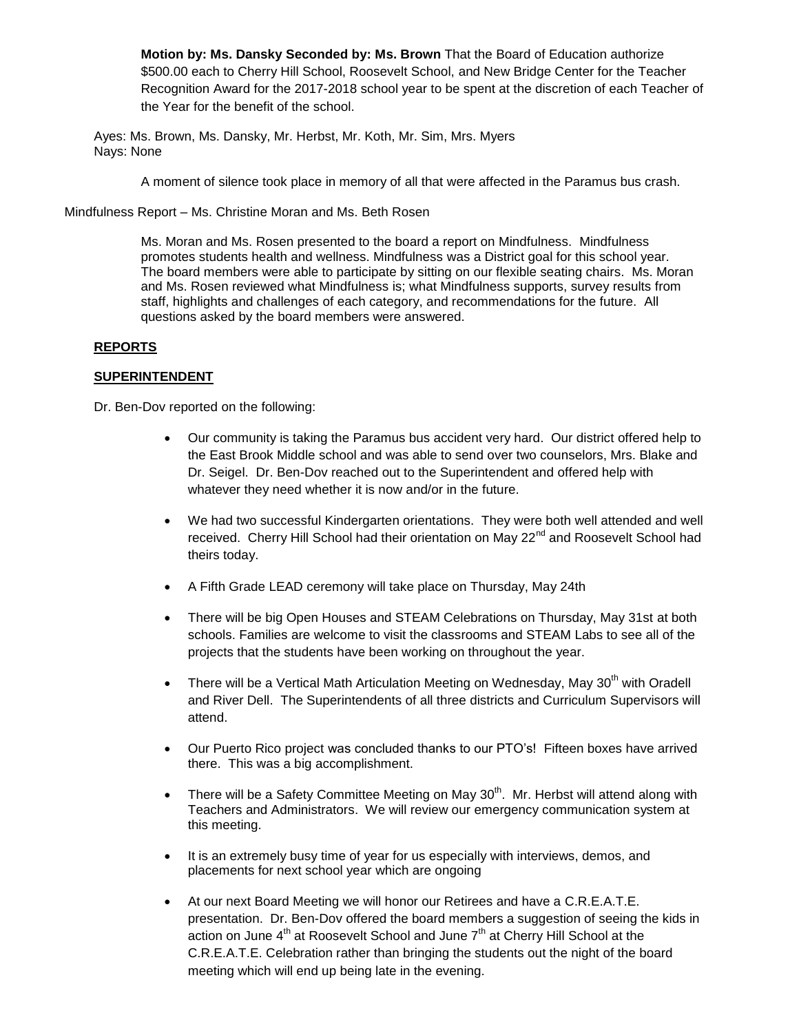**Motion by: Ms. Dansky Seconded by: Ms. Brown** That the Board of Education authorize $500.00 each to Cherry Hill School, Roosevelt School, and New Bridge Center for the Teacher Recognition Award for the 2017-2018 school year to be spent at the discretion of each Teacher of the Year for the benefit of the school.

Ayes: Ms. Brown, Ms. Dansky, Mr. Herbst, Mr. Koth, Mr. Sim, Mrs. Myers
Nays: None

A moment of silence took place in memory of all that were affected in the Paramus bus crash.

Mindfulness Report – Ms. Christine Moran and Ms. Beth Rosen

Ms. Moran and Ms. Rosen presented to the board a report on Mindfulness. Mindfulness promotes students health and wellness. Mindfulness was a District goal for this school year. The board members were able to participate by sitting on our flexible seating chairs. Ms. Moran and Ms. Rosen reviewed what Mindfulness is; what Mindfulness supports, survey results from staff, highlights and challenges of each category, and recommendations for the future. All questions asked by the board members were answered.

**REPORTS**

**SUPERINTENDENT**

Dr. Ben-Dov reported on the following:

- Our community is taking the Paramus bus accident very hard. Our district offered help to the East Brook Middle school and was able to send over two counselors, Mrs. Blake and Dr. Seigel. Dr. Ben-Dov reached out to the Superintendent and offered help with whatever they need whether it is now and/or in the future.
- We had two successful Kindergarten orientations. They were both well attended and well received. Cherry Hill School had their orientation on May 22nd and Roosevelt School had theirs today.
- A Fifth Grade LEAD ceremony will take place on Thursday, May 24th
- There will be big Open Houses and STEAM Celebrations on Thursday, May 31st at both schools. Families are welcome to visit the classrooms and STEAM Labs to see all of the projects that the students have been working on throughout the year.
- There will be a Vertical Math Articulation Meeting on Wednesday, May 30th with Oradell and River Dell. The Superintendents of all three districts and Curriculum Supervisors will attend.
- Our Puerto Rico project was concluded thanks to our PTO's! Fifteen boxes have arrived there. This was a big accomplishment.
- There will be a Safety Committee Meeting on May 30th. Mr. Herbst will attend along with Teachers and Administrators. We will review our emergency communication system at this meeting.
- It is an extremely busy time of year for us especially with interviews, demos, and placements for next school year which are ongoing
- At our next Board Meeting we will honor our Retirees and have a C.R.E.A.T.E. presentation. Dr. Ben-Dov offered the board members a suggestion of seeing the kids in action on June 4th at Roosevelt School and June 7th at Cherry Hill School at the C.R.E.A.T.E. Celebration rather than bringing the students out the night of the board meeting which will end up being late in the evening.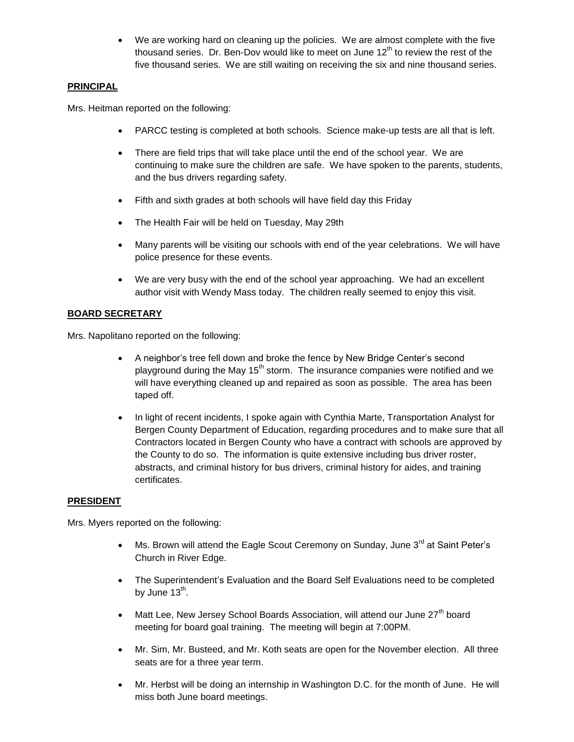- We are working hard on cleaning up the policies. We are almost complete with the five thousand series. Dr. Ben-Dov would like to meet on June 12th to review the rest of the five thousand series. We are still waiting on receiving the six and nine thousand series.

**PRINCIPAL**

Mrs. Heitman reported on the following:

- PARCC testing is completed at both schools. Science make-up tests are all that is left.
- There are field trips that will take place until the end of the school year. We are continuing to make sure the children are safe. We have spoken to the parents, students, and the bus drivers regarding safety.
- Fifth and sixth grades at both schools will have field day this Friday
- The Health Fair will be held on Tuesday, May 29th
- Many parents will be visiting our schools with end of the year celebrations. We will have police presence for these events.
- We are very busy with the end of the school year approaching. We had an excellent author visit with Wendy Mass today. The children really seemed to enjoy this visit.

**BOARD SECRETARY**

Mrs. Napolitano reported on the following:

- A neighbor's tree fell down and broke the fence by New Bridge Center's second playground during the May 15th storm. The insurance companies were notified and we will have everything cleaned up and repaired as soon as possible. The area has been taped off.
- In light of recent incidents, I spoke again with Cynthia Marte, Transportation Analyst for Bergen County Department of Education, regarding procedures and to make sure that all Contractors located in Bergen County who have a contract with schools are approved by the County to do so. The information is quite extensive including bus driver roster, abstracts, and criminal history for bus drivers, criminal history for aides, and training certificates.

**PRESIDENT**

Mrs. Myers reported on the following:

- Ms. Brown will attend the Eagle Scout Ceremony on Sunday, June 3rd at Saint Peter's Church in River Edge.
- The Superintendent's Evaluation and the Board Self Evaluations need to be completed by June 13th.
- Matt Lee, New Jersey School Boards Association, will attend our June 27th board meeting for board goal training. The meeting will begin at 7:00PM.
- Mr. Sim, Mr. Busteed, and Mr. Koth seats are open for the November election. All three seats are for a three year term.
- Mr. Herbst will be doing an internship in Washington D.C. for the month of June. He will miss both June board meetings.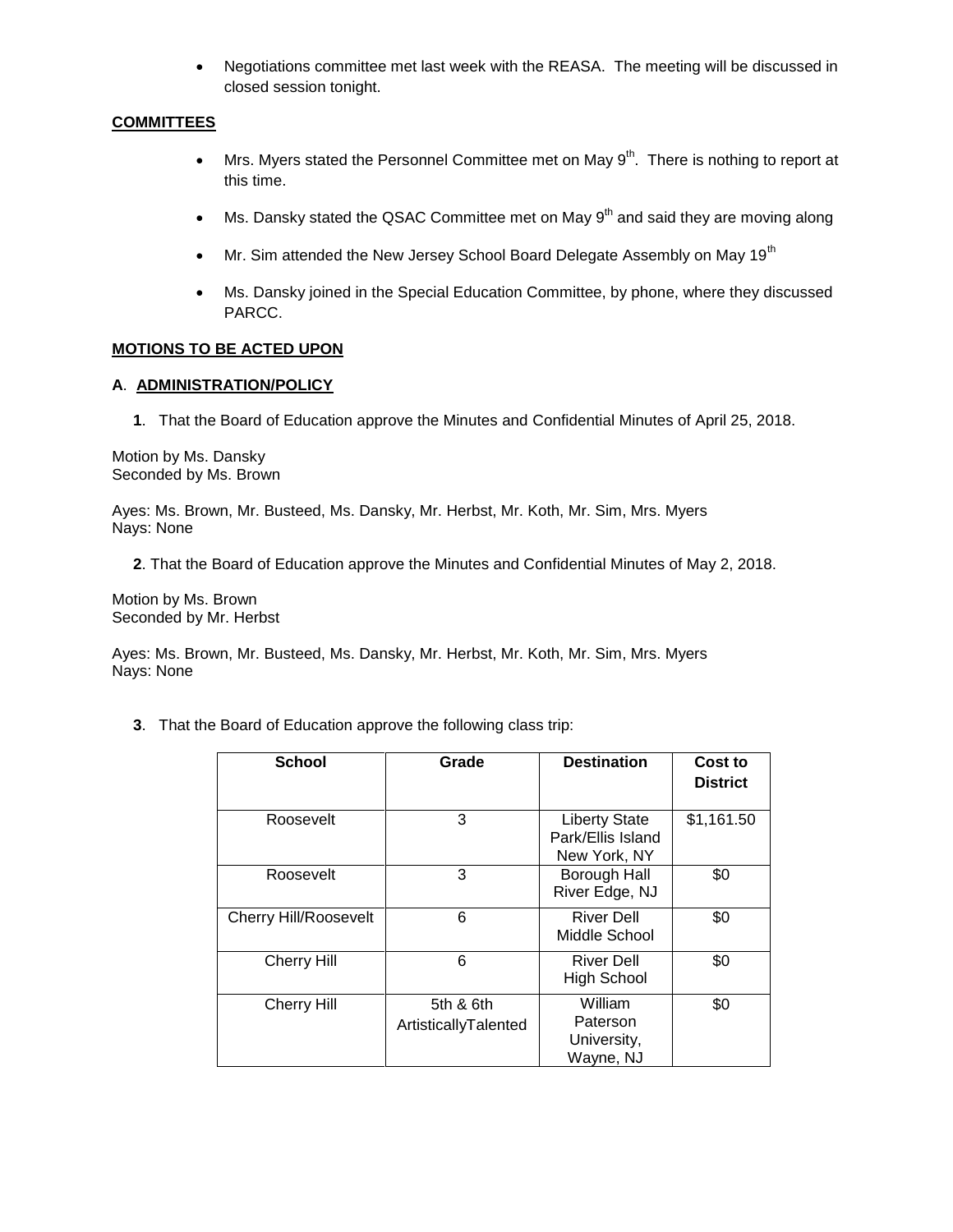- Negotiations committee met last week with the REASA. The meeting will be discussed in closed session tonight.

**COMMITTEES**

- Mrs. Myers stated the Personnel Committee met on May 9th. There is nothing to report at this time.
- Ms. Dansky stated the QSAC Committee met on May 9th and said they are moving along
- Mr. Sim attended the New Jersey School Board Delegate Assembly on May 19th
- Ms. Dansky joined in the Special Education Committee, by phone, where they discussed PARCC.

**MOTIONS TO BE ACTED UPON**

**A. ADMINISTRATION/POLICY**

**1**. That the Board of Education approve the Minutes and Confidential Minutes of April 25, 2018.

Motion by Ms. Dansky
Seconded by Ms. Brown

Ayes: Ms. Brown, Mr. Busteed, Ms. Dansky, Mr. Herbst, Mr. Koth, Mr. Sim, Mrs. Myers
Nays: None

**2**. That the Board of Education approve the Minutes and Confidential Minutes of May 2, 2018.

Motion by Ms. Brown
Seconded by Mr. Herbst

Ayes: Ms. Brown, Mr. Busteed, Ms. Dansky, Mr. Herbst, Mr. Koth, Mr. Sim, Mrs. Myers
Nays: None

**3**. That the Board of Education approve the following class trip:

| School | Grade | Destination | Cost to District |
|---|---|---|---|
| Roosevelt | 3 | Liberty State Park/Ellis Island New York, NY | $1,161.50 |
| Roosevelt | 3 | Borough Hall River Edge, NJ | $0 |
| Cherry Hill/Roosevelt | 6 | River Dell Middle School | $0 |
| Cherry Hill | 6 | River Dell High School | $0 |
| Cherry Hill | 5th & 6th ArtisticallyTalented | William Paterson University, Wayne, NJ | $0 |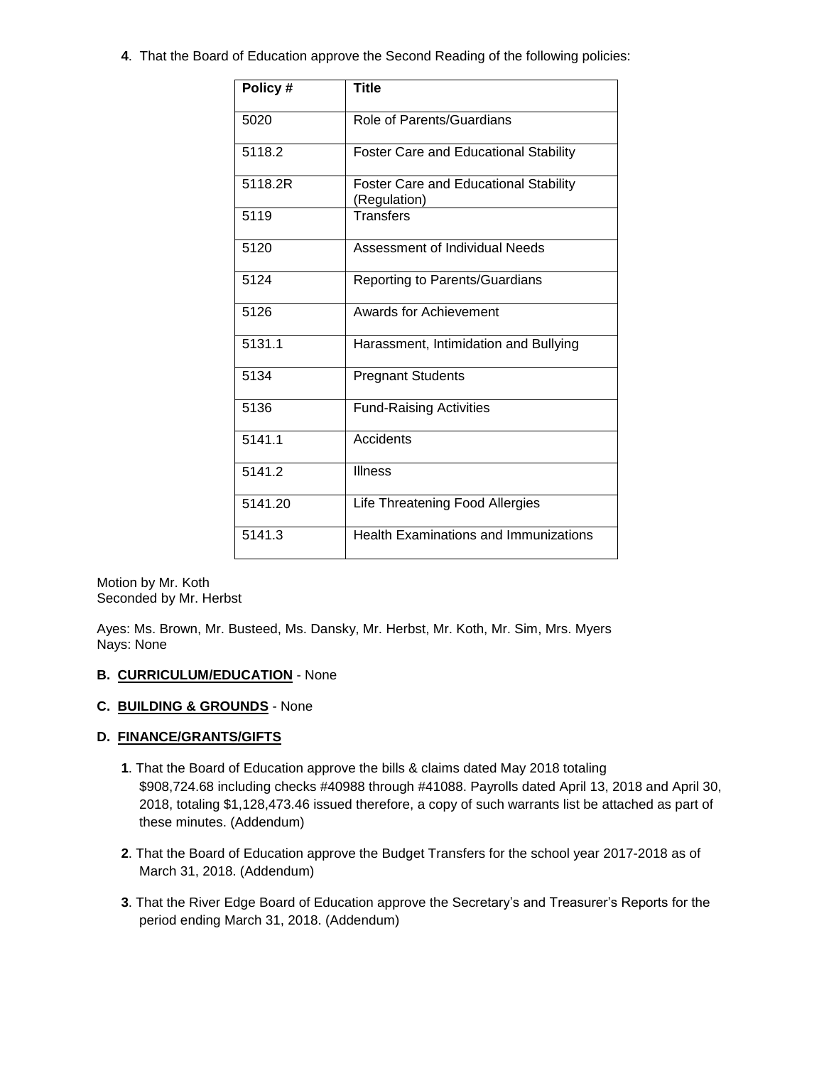**4**. That the Board of Education approve the Second Reading of the following policies:

| Policy # | Title |
|---|---|
| 5020 | Role of Parents/Guardians |
| 5118.2 | Foster Care and Educational Stability |
| 5118.2R | Foster Care and Educational Stability (Regulation) |
| 5119 | Transfers |
| 5120 | Assessment of Individual Needs |
| 5124 | Reporting to Parents/Guardians |
| 5126 | Awards for Achievement |
| 5131.1 | Harassment, Intimidation and Bullying |
| 5134 | Pregnant Students |
| 5136 | Fund-Raising Activities |
| 5141.1 | Accidents |
| 5141.2 | Illness |
| 5141.20 | Life Threatening Food Allergies |
| 5141.3 | Health Examinations and Immunizations |

Motion by Mr. Koth
Seconded by Mr. Herbst

Ayes: Ms. Brown, Mr. Busteed, Ms. Dansky, Mr. Herbst, Mr. Koth, Mr. Sim, Mrs. Myers
Nays: None

**B. CURRICULUM/EDUCATION** - None

**C. BUILDING & GROUNDS** - None

**D. FINANCE/GRANTS/GIFTS**

**1**. That the Board of Education approve the bills & claims dated May 2018 totaling $908,724.68 including checks #40988 through #41088. Payrolls dated April 13, 2018 and April 30, 2018, totaling $1,128,473.46 issued therefore, a copy of such warrants list be attached as part of these minutes. (Addendum)

**2**. That the Board of Education approve the Budget Transfers for the school year 2017-2018 as of March 31, 2018. (Addendum)

**3**. That the River Edge Board of Education approve the Secretary's and Treasurer's Reports for the period ending March 31, 2018. (Addendum)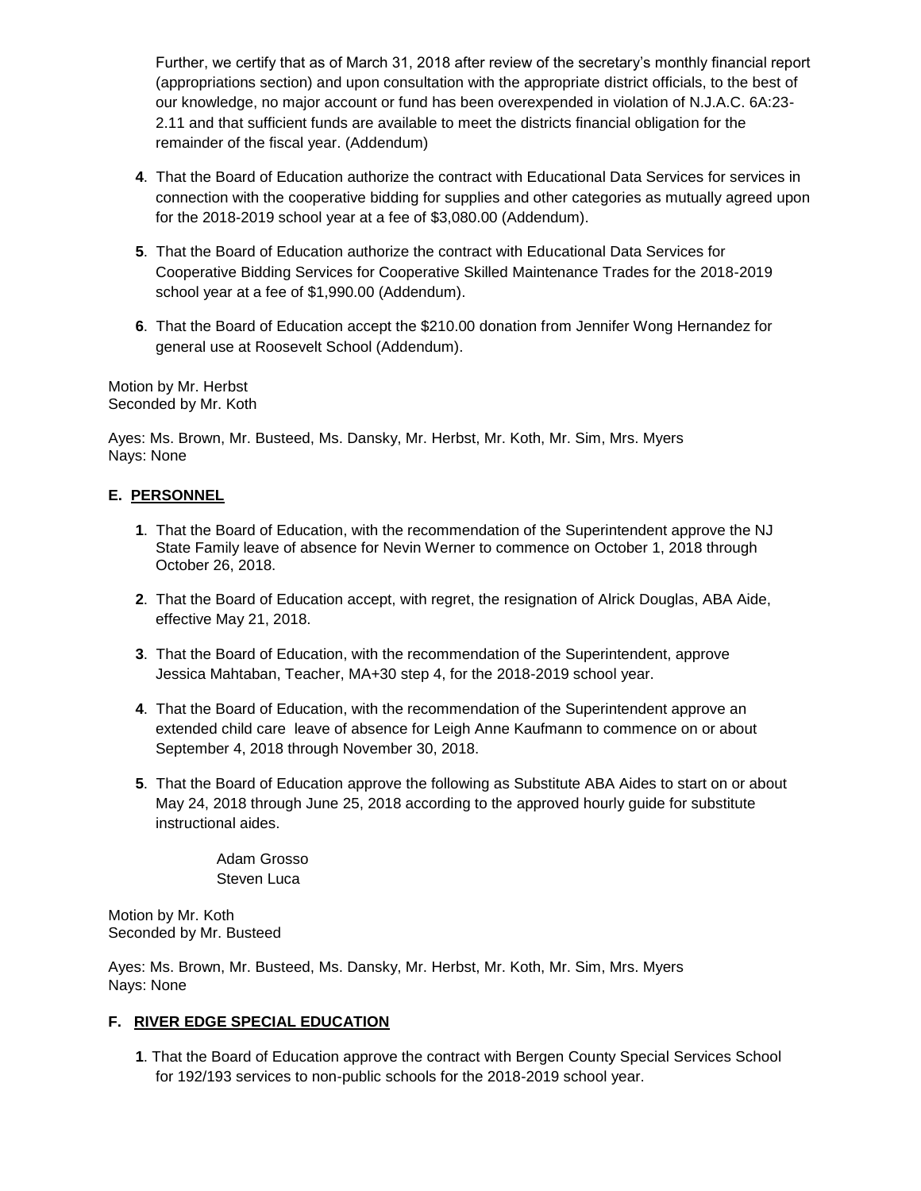Further, we certify that as of March 31, 2018 after review of the secretary's monthly financial report (appropriations section) and upon consultation with the appropriate district officials, to the best of our knowledge, no major account or fund has been overexpended in violation of N.J.A.C. 6A:23-2.11 and that sufficient funds are available to meet the districts financial obligation for the remainder of the fiscal year. (Addendum)

**4**. That the Board of Education authorize the contract with Educational Data Services for services in connection with the cooperative bidding for supplies and other categories as mutually agreed upon for the 2018-2019 school year at a fee of $3,080.00 (Addendum).

**5**. That the Board of Education authorize the contract with Educational Data Services for Cooperative Bidding Services for Cooperative Skilled Maintenance Trades for the 2018-2019 school year at a fee of $1,990.00 (Addendum).

**6**. That the Board of Education accept the $210.00 donation from Jennifer Wong Hernandez for general use at Roosevelt School (Addendum).

Motion by Mr. Herbst
Seconded by Mr. Koth

Ayes: Ms. Brown, Mr. Busteed, Ms. Dansky, Mr. Herbst, Mr. Koth, Mr. Sim, Mrs. Myers
Nays: None

## E. PERSONNEL

**1**. That the Board of Education, with the recommendation of the Superintendent approve the NJ State Family leave of absence for Nevin Werner to commence on October 1, 2018 through October 26, 2018.

**2**. That the Board of Education accept, with regret, the resignation of Alrick Douglas, ABA Aide, effective May 21, 2018.

**3**. That the Board of Education, with the recommendation of the Superintendent, approve Jessica Mahtaban, Teacher, MA+30 step 4, for the 2018-2019 school year.

**4**. That the Board of Education, with the recommendation of the Superintendent approve an extended child care leave of absence for Leigh Anne Kaufmann to commence on or about September 4, 2018 through November 30, 2018.

**5**. That the Board of Education approve the following as Substitute ABA Aides to start on or about May 24, 2018 through June 25, 2018 according to the approved hourly guide for substitute instructional aides.

Adam Grosso
Steven Luca

Motion by Mr. Koth
Seconded by Mr. Busteed

Ayes: Ms. Brown, Mr. Busteed, Ms. Dansky, Mr. Herbst, Mr. Koth, Mr. Sim, Mrs. Myers
Nays: None

## F. RIVER EDGE SPECIAL EDUCATION

**1**. That the Board of Education approve the contract with Bergen County Special Services School for 192/193 services to non-public schools for the 2018-2019 school year.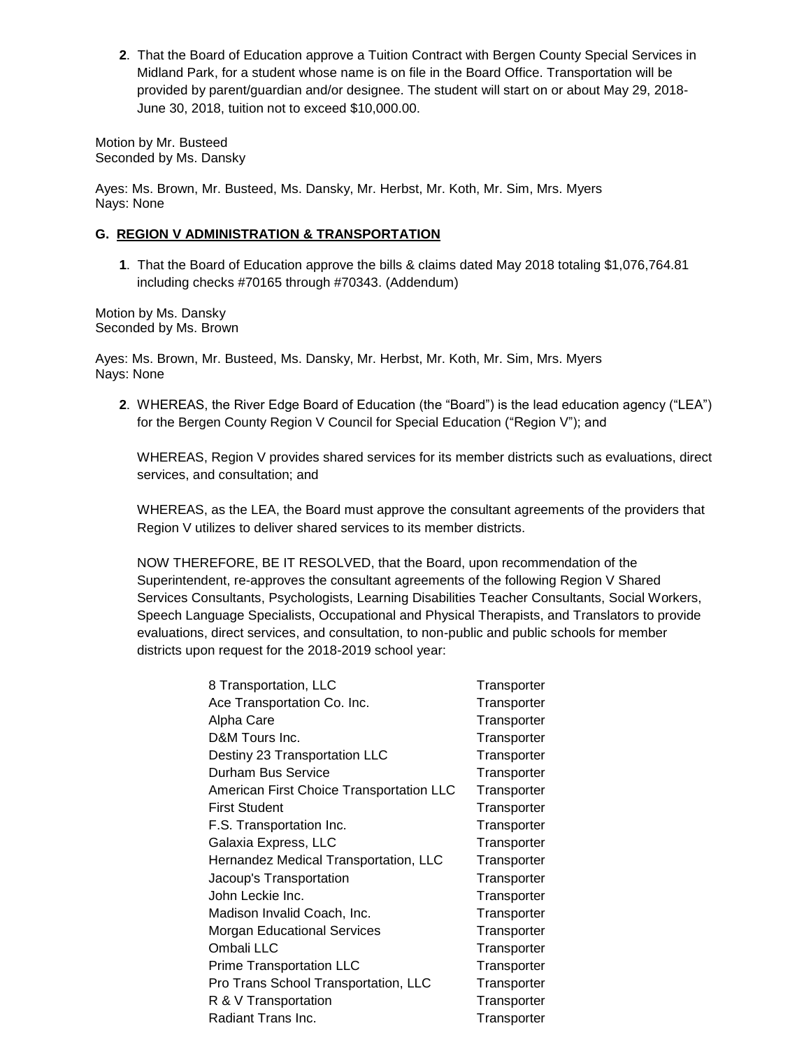**2**. That the Board of Education approve a Tuition Contract with Bergen County Special Services in Midland Park, for a student whose name is on file in the Board Office. Transportation will be provided by parent/guardian and/or designee. The student will start on or about May 29, 2018-June 30, 2018, tuition not to exceed $10,000.00.

Motion by Mr. Busteed
Seconded by Ms. Dansky

Ayes: Ms. Brown, Mr. Busteed, Ms. Dansky, Mr. Herbst, Mr. Koth, Mr. Sim, Mrs. Myers
Nays: None

### G. REGION V ADMINISTRATION & TRANSPORTATION

**1**. That the Board of Education approve the bills & claims dated May 2018 totaling $1,076,764.81 including checks #70165 through #70343. (Addendum)

Motion by Ms. Dansky
Seconded by Ms. Brown

Ayes: Ms. Brown, Mr. Busteed, Ms. Dansky, Mr. Herbst, Mr. Koth, Mr. Sim, Mrs. Myers
Nays: None

**2**. WHEREAS, the River Edge Board of Education (the "Board") is the lead education agency ("LEA") for the Bergen County Region V Council for Special Education ("Region V"); and

WHEREAS, Region V provides shared services for its member districts such as evaluations, direct services, and consultation; and

WHEREAS, as the LEA, the Board must approve the consultant agreements of the providers that Region V utilizes to deliver shared services to its member districts.

NOW THEREFORE, BE IT RESOLVED, that the Board, upon recommendation of the Superintendent, re-approves the consultant agreements of the following Region V Shared Services Consultants, Psychologists, Learning Disabilities Teacher Consultants, Social Workers, Speech Language Specialists, Occupational and Physical Therapists, and Translators to provide evaluations, direct services, and consultation, to non-public and public schools for member districts upon request for the 2018-2019 school year:

| | |
|---|---|
| 8 Transportation, LLC | Transporter |
| Ace Transportation Co. Inc. | Transporter |
| Alpha Care | Transporter |
| D&M Tours Inc. | Transporter |
| Destiny 23 Transportation LLC | Transporter |
| Durham Bus Service | Transporter |
| American First Choice Transportation LLC | Transporter |
| First Student | Transporter |
| F.S. Transportation Inc. | Transporter |
| Galaxia Express, LLC | Transporter |
| Hernandez Medical Transportation, LLC | Transporter |
| Jacoup's Transportation | Transporter |
| John Leckie Inc. | Transporter |
| Madison Invalid Coach, Inc. | Transporter |
| Morgan Educational Services | Transporter |
| Ombali LLC | Transporter |
| Prime Transportation LLC | Transporter |
| Pro Trans School Transportation, LLC | Transporter |
| R & V Transportation | Transporter |
| Radiant Trans Inc. | Transporter |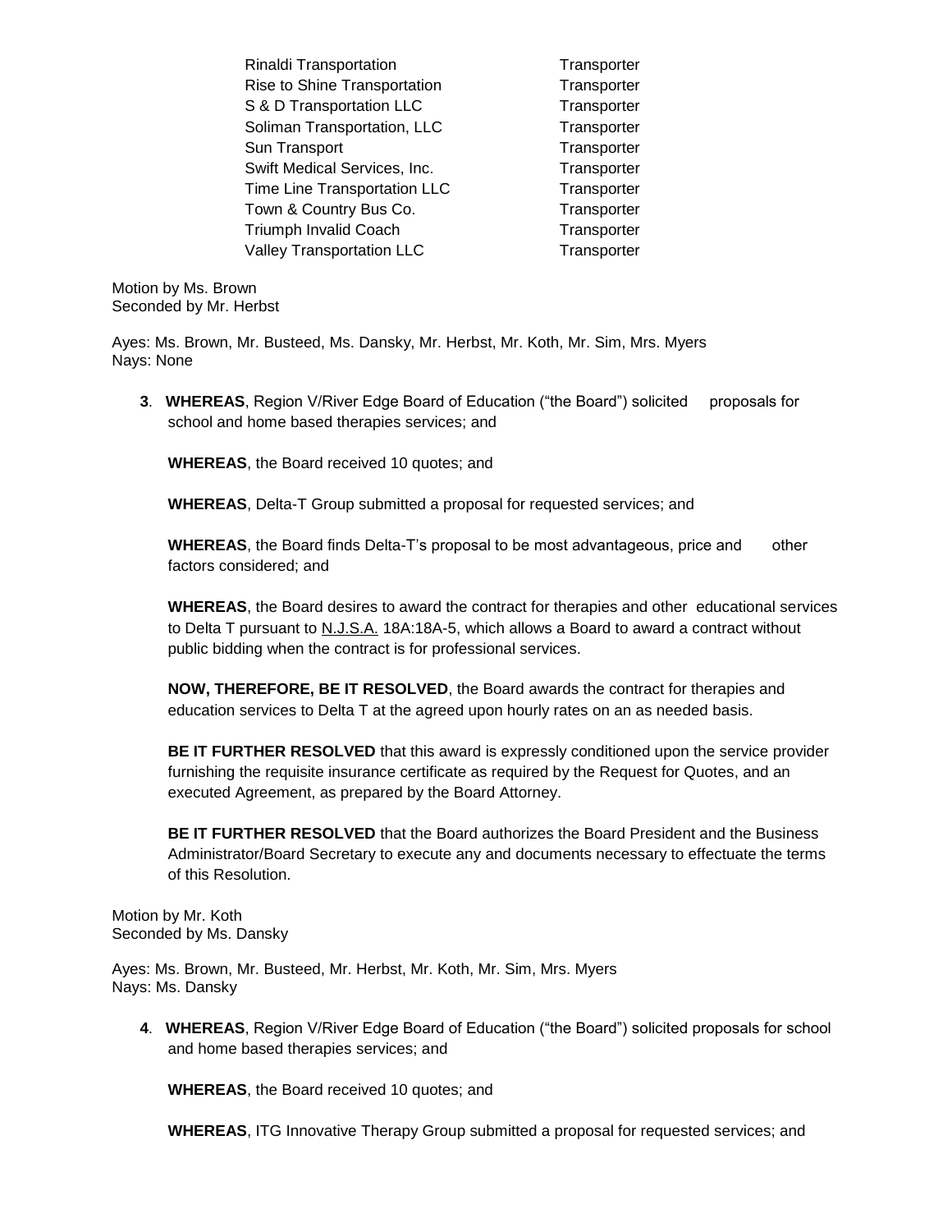| | |
|---|---|
| Rinaldi Transportation | Transporter |
| Rise to Shine Transportation | Transporter |
| S & D Transportation LLC | Transporter |
| Soliman Transportation, LLC | Transporter |
| Sun Transport | Transporter |
| Swift Medical Services, Inc. | Transporter |
| Time Line Transportation LLC | Transporter |
| Town & Country Bus Co. | Transporter |
| Triumph Invalid Coach | Transporter |
| Valley Transportation LLC | Transporter |

Motion by Ms. Brown
Seconded by Mr. Herbst

Ayes: Ms. Brown, Mr. Busteed, Ms. Dansky, Mr. Herbst, Mr. Koth, Mr. Sim, Mrs. Myers
Nays: None

**3**. **WHEREAS**, Region V/River Edge Board of Education ("the Board") solicited proposals for school and home based therapies services; and

**WHEREAS**, the Board received 10 quotes; and

**WHEREAS**, Delta-T Group submitted a proposal for requested services; and

**WHEREAS**, the Board finds Delta-T's proposal to be most advantageous, price and other factors considered; and

**WHEREAS**, the Board desires to award the contract for therapies and other educational services to Delta T pursuant to N.J.S.A. 18A:18A-5, which allows a Board to award a contract without public bidding when the contract is for professional services.

**NOW, THEREFORE, BE IT RESOLVED**, the Board awards the contract for therapies and education services to Delta T at the agreed upon hourly rates on an as needed basis.

**BE IT FURTHER RESOLVED** that this award is expressly conditioned upon the service provider furnishing the requisite insurance certificate as required by the Request for Quotes, and an executed Agreement, as prepared by the Board Attorney.

**BE IT FURTHER RESOLVED** that the Board authorizes the Board President and the Business Administrator/Board Secretary to execute any and documents necessary to effectuate the terms of this Resolution.

Motion by Mr. Koth
Seconded by Ms. Dansky

Ayes: Ms. Brown, Mr. Busteed, Mr. Herbst, Mr. Koth, Mr. Sim, Mrs. Myers
Nays: Ms. Dansky

**4**. **WHEREAS**, Region V/River Edge Board of Education ("the Board") solicited proposals for school and home based therapies services; and

**WHEREAS**, the Board received 10 quotes; and

**WHEREAS**, ITG Innovative Therapy Group submitted a proposal for requested services; and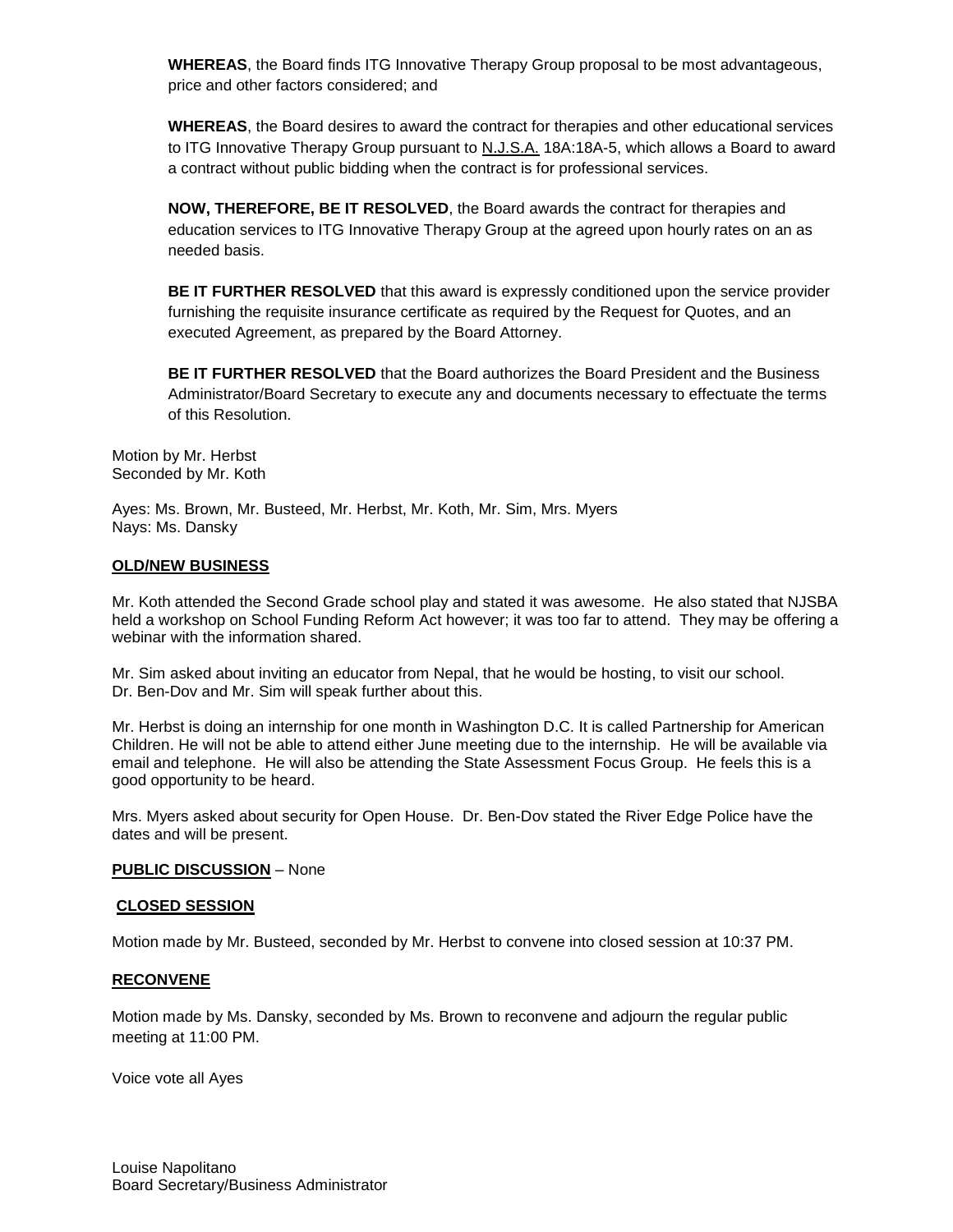**WHEREAS**, the Board finds ITG Innovative Therapy Group proposal to be most advantageous, price and other factors considered; and

**WHEREAS**, the Board desires to award the contract for therapies and other educational services to ITG Innovative Therapy Group pursuant to N.J.S.A. 18A:18A-5, which allows a Board to award a contract without public bidding when the contract is for professional services.

**NOW, THEREFORE, BE IT RESOLVED**, the Board awards the contract for therapies and education services to ITG Innovative Therapy Group at the agreed upon hourly rates on an as needed basis.

**BE IT FURTHER RESOLVED** that this award is expressly conditioned upon the service provider furnishing the requisite insurance certificate as required by the Request for Quotes, and an executed Agreement, as prepared by the Board Attorney.

**BE IT FURTHER RESOLVED** that the Board authorizes the Board President and the Business Administrator/Board Secretary to execute any and documents necessary to effectuate the terms of this Resolution.

Motion by Mr. Herbst
Seconded by Mr. Koth

Ayes: Ms. Brown, Mr. Busteed, Mr. Herbst, Mr. Koth, Mr. Sim, Mrs. Myers
Nays: Ms. Dansky

**OLD/NEW BUSINESS**

Mr. Koth attended the Second Grade school play and stated it was awesome. He also stated that NJSBA held a workshop on School Funding Reform Act however; it was too far to attend. They may be offering a webinar with the information shared.

Mr. Sim asked about inviting an educator from Nepal, that he would be hosting, to visit our school. Dr. Ben-Dov and Mr. Sim will speak further about this.

Mr. Herbst is doing an internship for one month in Washington D.C. It is called Partnership for American Children. He will not be able to attend either June meeting due to the internship. He will be available via email and telephone. He will also be attending the State Assessment Focus Group. He feels this is a good opportunity to be heard.

Mrs. Myers asked about security for Open House. Dr. Ben-Dov stated the River Edge Police have the dates and will be present.

**PUBLIC DISCUSSION** – None

**CLOSED SESSION**

Motion made by Mr. Busteed, seconded by Mr. Herbst to convene into closed session at 10:37 PM.

**RECONVENE**

Motion made by Ms. Dansky, seconded by Ms. Brown to reconvene and adjourn the regular public meeting at 11:00 PM.

Voice vote all Ayes

Louise Napolitano
Board Secretary/Business Administrator